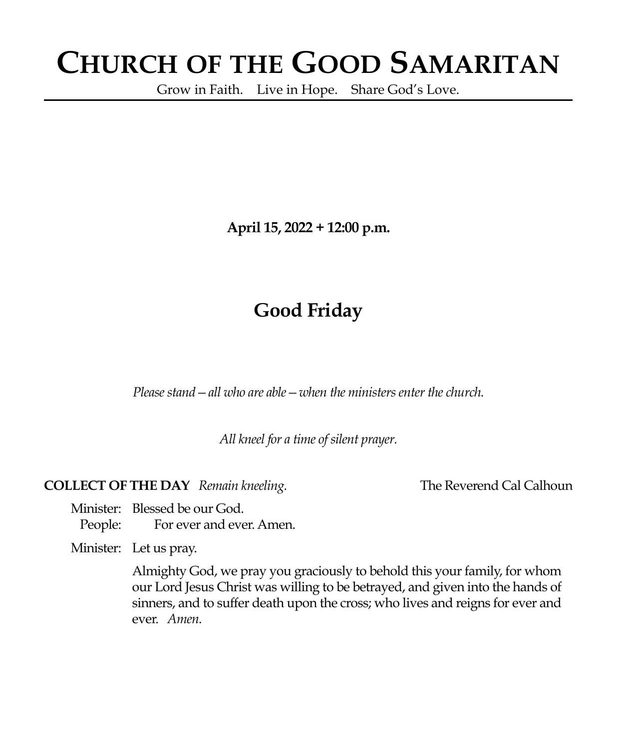# **CHURCH OF THE GOOD SAMARITAN**

Grow in Faith. Live in Hope. Share God's Love.

**April 15, 2022 + 12:00 p.m.**

## **Good Friday**

*Please stand—all who are able—when the ministers enter the church.*

*All kneel for a time of silent prayer.*

**COLLECT OF THE DAY** *Remain kneeling.* The Reverend Cal Calhoun

Minister: Blessed be our God. People: For ever and ever. Amen.

Minister: Let us pray.

Almighty God, we pray you graciously to behold this your family, for whom our Lord Jesus Christ was willing to be betrayed, and given into the hands of sinners, and to suffer death upon the cross; who lives and reigns for ever and ever. *Amen.*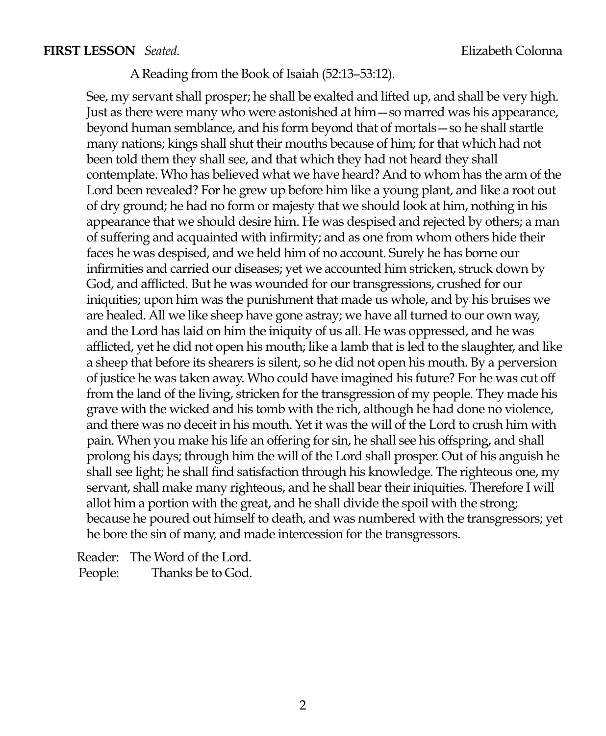#### **FIRST LESSON** *Seated.* Elizabeth Colonna

#### A Reading from the Book of Isaiah (52:13–53:12).

See, my servant shall prosper; he shall be exalted and lifted up, and shall be very high. Just as there were many who were astonished at him—so marred was his appearance, beyond human semblance, and his form beyond that of mortals—so he shall startle many nations; kings shall shut their mouths because of him; for that which had not been told them they shall see, and that which they had not heard they shall contemplate. Who has believed what we have heard? And to whom has the arm of the Lord been revealed? For he grew up before him like a young plant, and like a root out of dry ground; he had no form or majesty that we should look at him, nothing in his appearance that we should desire him. He was despised and rejected by others; a man of suffering and acquainted with infirmity; and as one from whom others hide their faces he was despised, and we held him of no account. Surely he has borne our infirmities and carried our diseases; yet we accounted him stricken, struck down by God, and afflicted. But he was wounded for our transgressions, crushed for our iniquities; upon him was the punishment that made us whole, and by his bruises we are healed. All we like sheep have gone astray; we have all turned to our own way, and the Lord has laid on him the iniquity of us all. He was oppressed, and he was afflicted, yet he did not open his mouth; like a lamb that is led to the slaughter, and like a sheep that before its shearers is silent, so he did not open his mouth. By a perversion of justice he was taken away. Who could have imagined his future? For he was cut off from the land of the living, stricken for the transgression of my people. They made his grave with the wicked and his tomb with the rich, although he had done no violence, and there was no deceit in his mouth. Yet it was the will of the Lord to crush him with pain. When you make his life an offering for sin, he shall see his offspring, and shall prolong his days; through him the will of the Lord shall prosper. Out of his anguish he shall see light; he shall find satisfaction through his knowledge. The righteous one, my servant, shall make many righteous, and he shall bear their iniquities. Therefore I will allot him a portion with the great, and he shall divide the spoil with the strong; because he poured out himself to death, and was numbered with the transgressors; yet he bore the sin of many, and made intercession for the transgressors.

Reader: The Word of the Lord. People: Thanks be to God.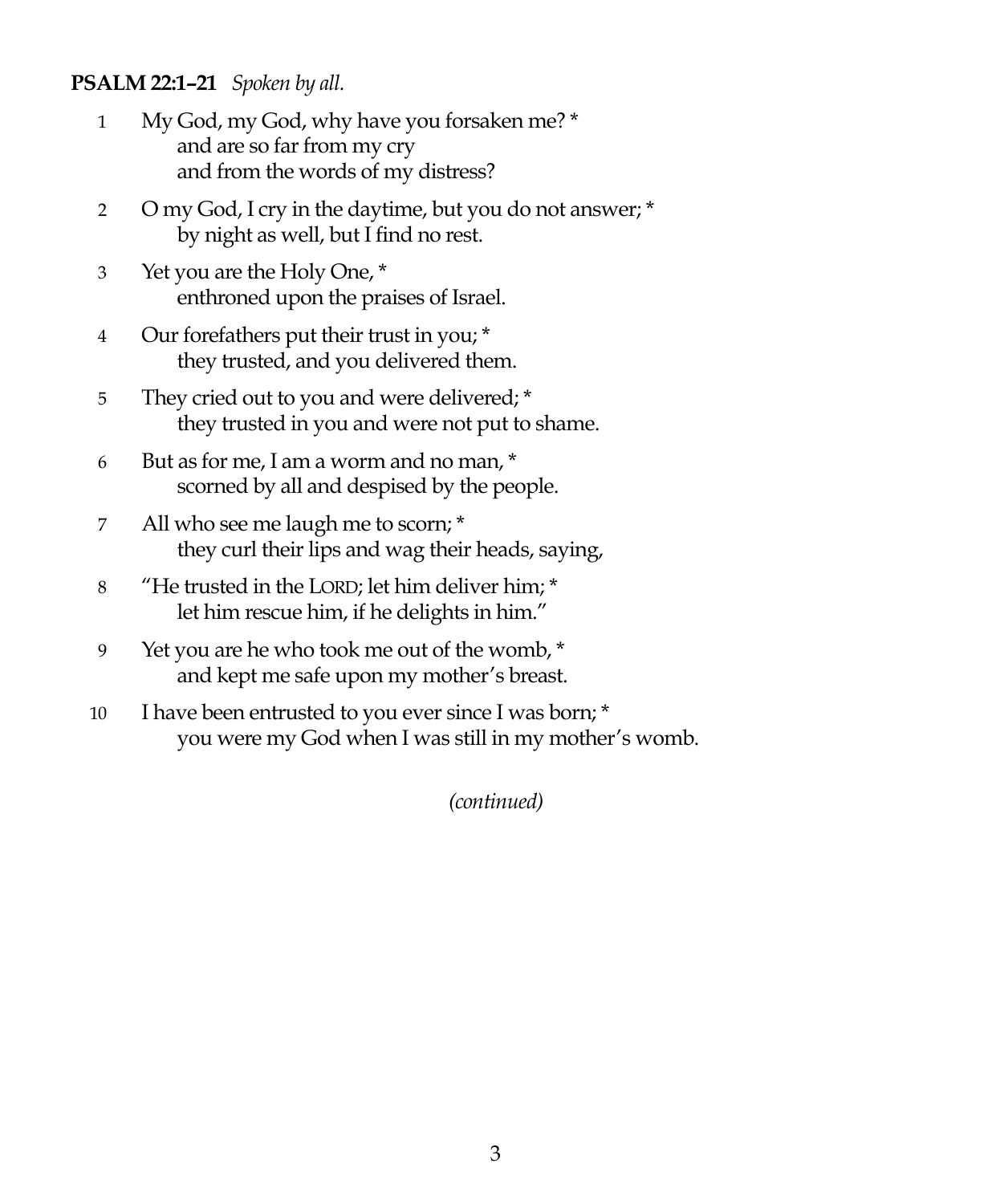### **PSALM 22:1–21** *Spoken by all.*

- 1 My God, my God, why have you forsaken me? \* and are so far from my cry and from the words of my distress?
- 2 O my God, I cry in the daytime, but you do not answer; \* by night as well, but I find no rest.
- 3 Yet you are the Holy One, \* enthroned upon the praises of Israel.
- 4 Our forefathers put their trust in you; \* they trusted, and you delivered them.
- 5 They cried out to you and were delivered; \* they trusted in you and were not put to shame.
- 6 But as for me, I am a worm and no man, \* scorned by all and despised by the people.
- 7 All who see me laugh me to scorn; \* they curl their lips and wag their heads, saying,
- 8 "He trusted in the LORD; let him deliver him; \* let him rescue him, if he delights in him."
- 9 Yet you are he who took me out of the womb, \* and kept me safe upon my mother's breast.
- 10 I have been entrusted to you ever since I was born; \* you were my God when I was still in my mother's womb.

*(continued)*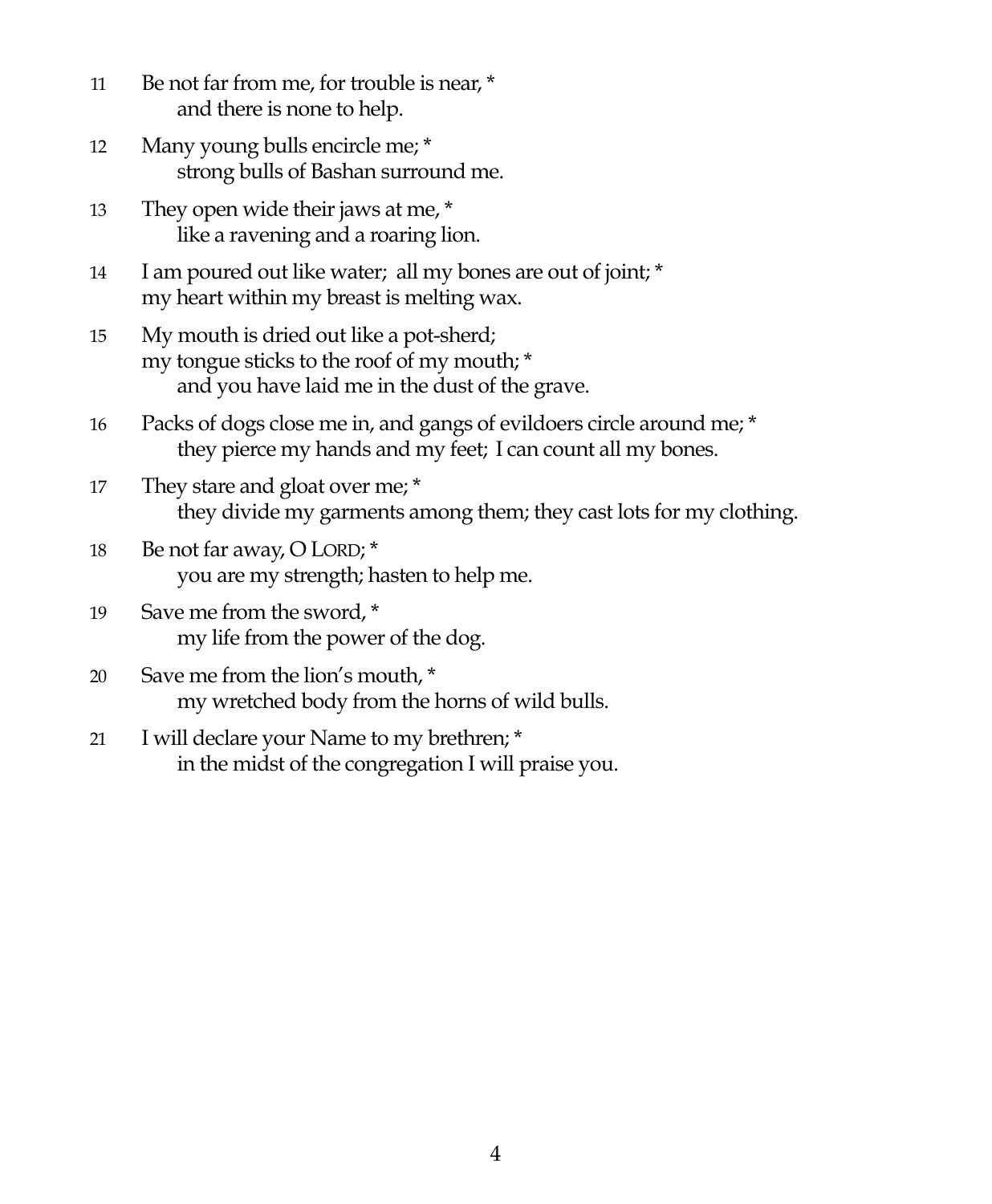| 11 | Be not far from me, for trouble is near, * |
|----|--------------------------------------------|
|    | and there is none to help.                 |

- 12 Many young bulls encircle me; \* strong bulls of Bashan surround me.
- 13 They open wide their jaws at me, \* like a ravening and a roaring lion.
- 14 I am poured out like water; all my bones are out of joint; \* my heart within my breast is melting wax.
- 15 My mouth is dried out like a pot-sherd; my tongue sticks to the roof of my mouth; \* and you have laid me in the dust of the grave.
- 16 Packs of dogs close me in, and gangs of evildoers circle around me; \* they pierce my hands and my feet; I can count all my bones.
- 17 They stare and gloat over me; \* they divide my garments among them; they cast lots for my clothing.
- 18 Be not far away, O LORD; \* you are my strength; hasten to help me.
- 19 Save me from the sword, \* my life from the power of the dog.
- 20 Save me from the lion's mouth, \* my wretched body from the horns of wild bulls.
- 21 I will declare your Name to my brethren; \* in the midst of the congregation I will praise you.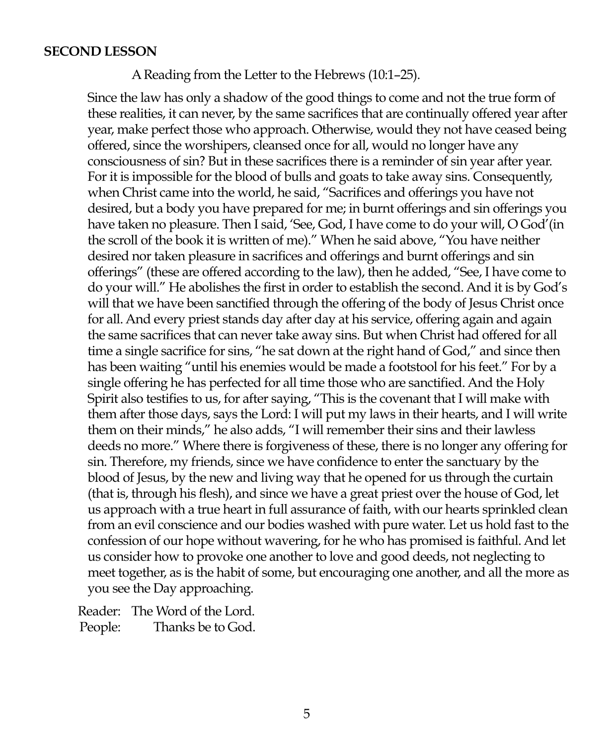#### **SECOND LESSON**

A Reading from the Letter to the Hebrews (10:1–25).

Since the law has only a shadow of the good things to come and not the true form of these realities, it can never, by the same sacrifices that are continually offered year after year, make perfect those who approach. Otherwise, would they not have ceased being offered, since the worshipers, cleansed once for all, would no longer have any consciousness of sin? But in these sacrifices there is a reminder of sin year after year. For it is impossible for the blood of bulls and goats to take away sins. Consequently, when Christ came into the world, he said, "Sacrifices and offerings you have not desired, but a body you have prepared for me; in burnt offerings and sin offerings you have taken no pleasure. Then I said, 'See, God, I have come to do your will, O God'(in the scroll of the book it is written of me)." When he said above, "You have neither desired nor taken pleasure in sacrifices and offerings and burnt offerings and sin offerings" (these are offered according to the law), then he added, "See, I have come to do your will." He abolishes the first in order to establish the second. And it is by God's will that we have been sanctified through the offering of the body of Jesus Christ once for all. And every priest stands day after day at his service, offering again and again the same sacrifices that can never take away sins. But when Christ had offered for all time a single sacrifice for sins, "he sat down at the right hand of God," and since then has been waiting "until his enemies would be made a footstool for his feet." For by a single offering he has perfected for all time those who are sanctified. And the Holy Spirit also testifies to us, for after saying, "This is the covenant that I will make with them after those days, says the Lord: I will put my laws in their hearts, and I will write them on their minds," he also adds, "I will remember their sins and their lawless deeds no more." Where there is forgiveness of these, there is no longer any offering for sin. Therefore, my friends, since we have confidence to enter the sanctuary by the blood of Jesus, by the new and living way that he opened for us through the curtain (that is, through his flesh), and since we have a great priest over the house of God, let us approach with a true heart in full assurance of faith, with our hearts sprinkled clean from an evil conscience and our bodies washed with pure water. Let us hold fast to the confession of our hope without wavering, for he who has promised is faithful. And let us consider how to provoke one another to love and good deeds, not neglecting to meet together, as is the habit of some, but encouraging one another, and all the more as you see the Day approaching.

Reader: The Word of the Lord. People: Thanks be to God.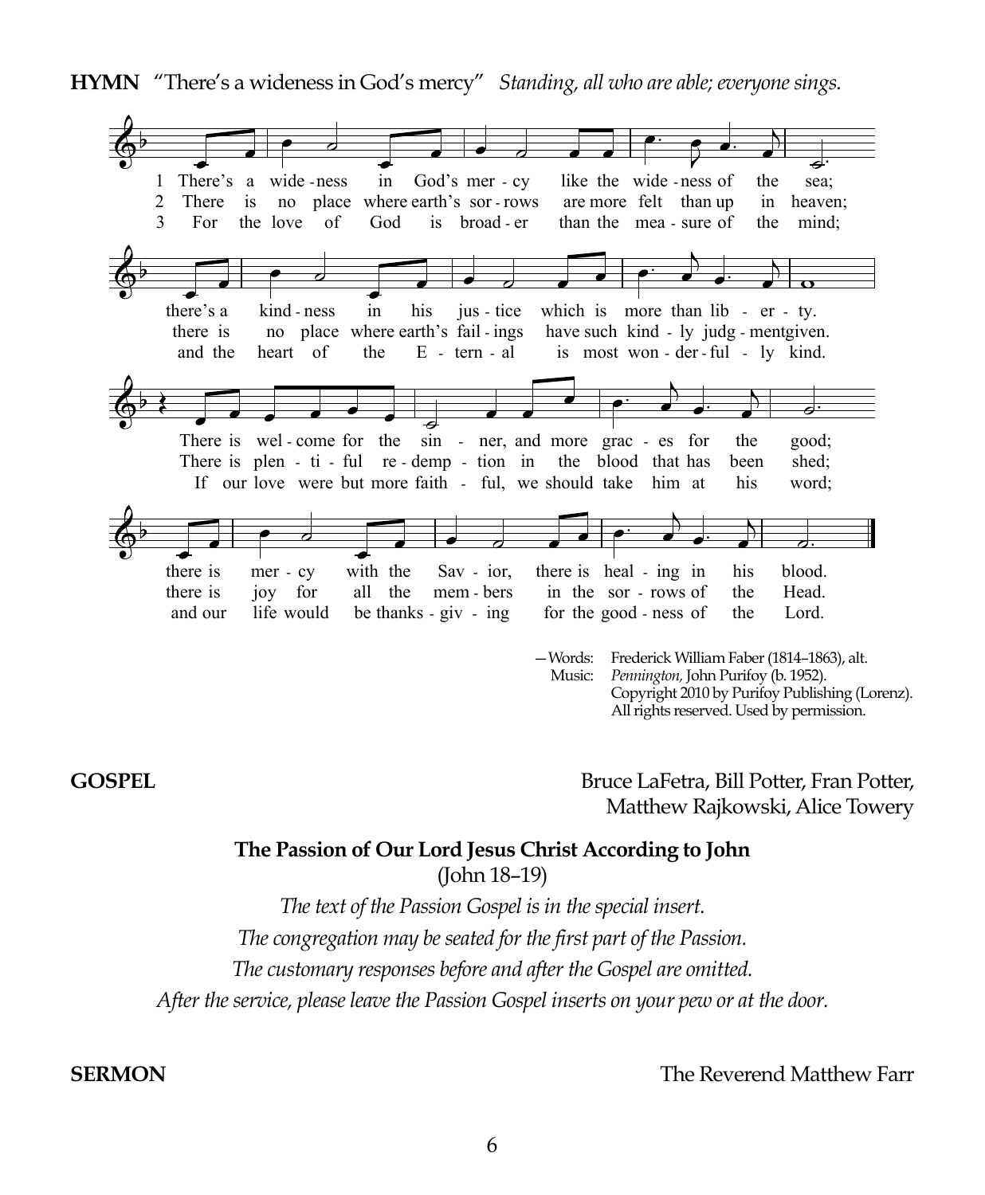**HYMN** "There's a wideness in God's mercy" *Standing, all who are able; everyone sings.*



—Words: Frederick William Faber (1814–1863), alt. Music: *Pennington,* John Purifoy (b. 1952). Copyright 2010 by Purifoy Publishing (Lorenz). All rights reserved. Used by permission.

**GOSPEL** Bruce LaFetra, Bill Potter, Fran Potter, Matthew Rajkowski, Alice Towery

### **The Passion of Our Lord Jesus Christ According to John** (John 18–19)

*The text of the Passion Gospel is in the special insert. The congregation may be seated for the first part of the Passion.*

*The customary responses before and after the Gospel are omitted.*

*After the service, please leave the Passion Gospel inserts on your pew or at the door.*

**SERMON** The Reverend Matthew Farr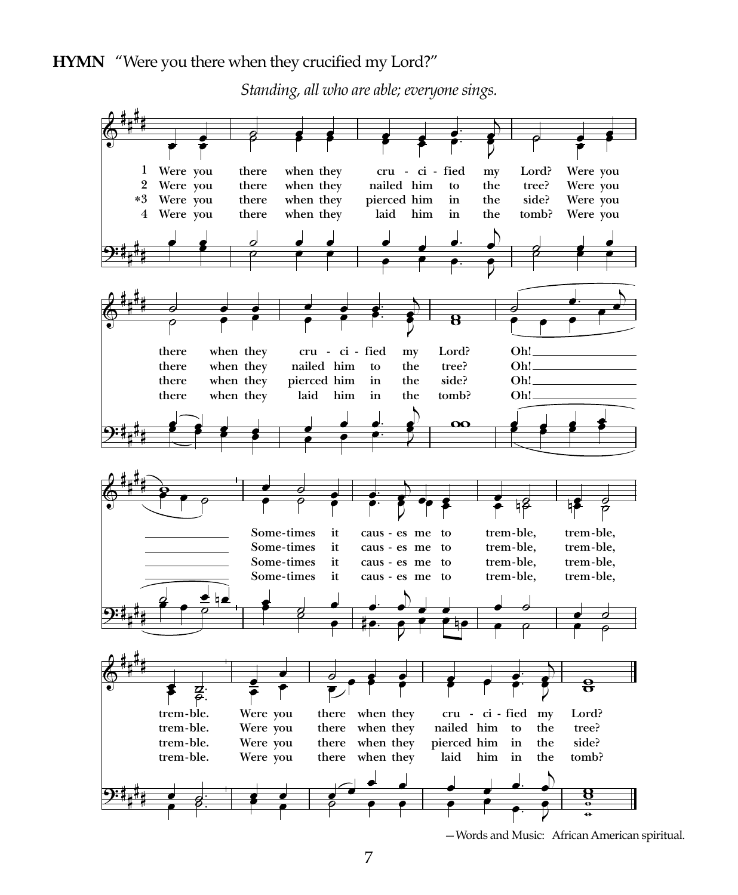

*Standing, all who are able; everyone sings.*



<sup>—</sup>Words and Music: African American spiritual.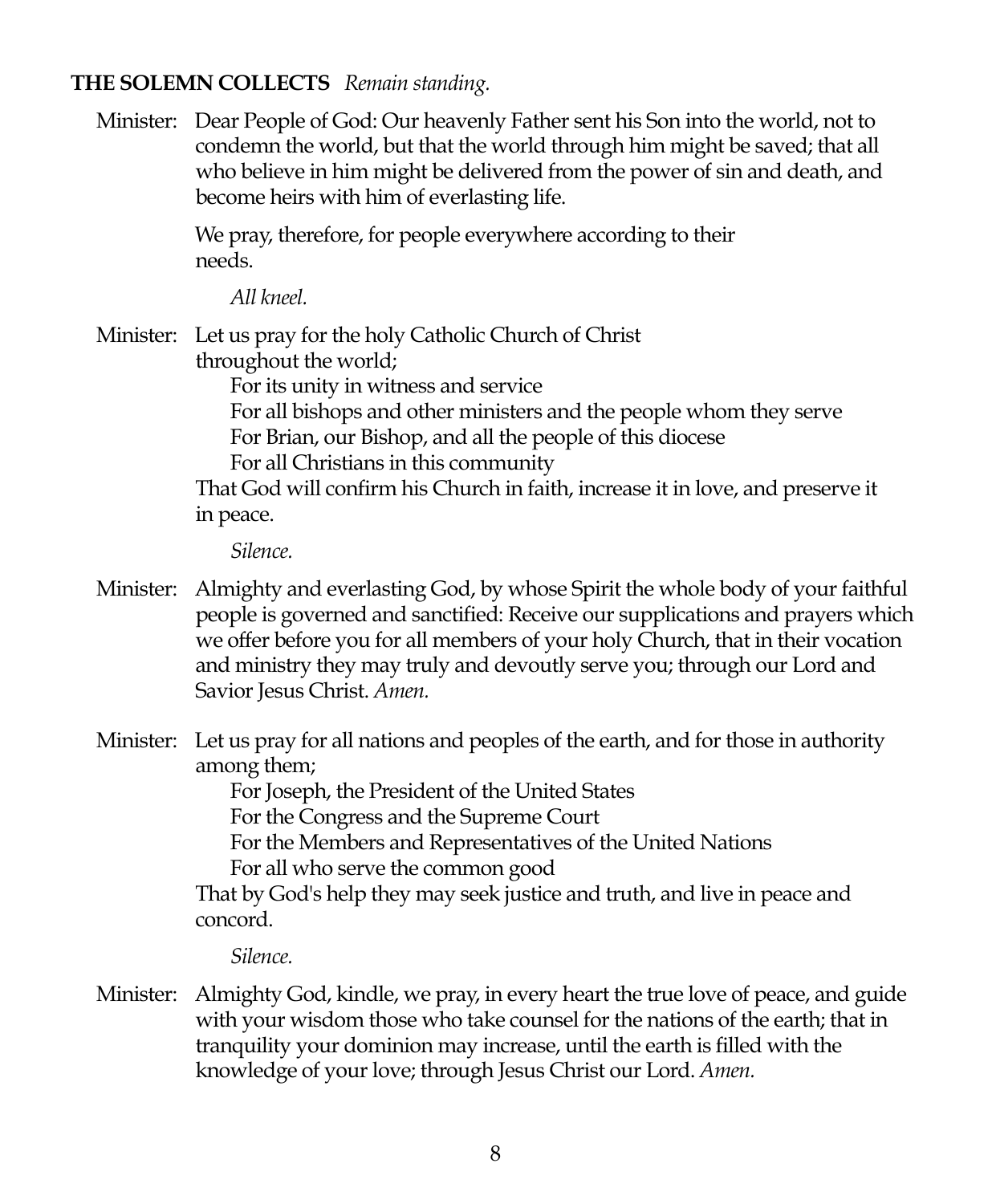#### **THE SOLEMN COLLECTS** *Remain standing.*

Minister: Dear People of God: Our heavenly Father sent his Son into the world, not to condemn the world, but that the world through him might be saved; that all who believe in him might be delivered from the power of sin and death, and become heirs with him of everlasting life.

> We pray, therefore, for people everywhere according to their needs.

*All kneel.*

Minister: Let us pray for the holy Catholic Church of Christ throughout the world;

> For its unity in witness and service For all bishops and other ministers and the people whom they serve For Brian, our Bishop, and all the people of this diocese For all Christians in this community

That God will confirm his Church in faith, increase it in love, and preserve it in peace.

*Silence.*

Minister: Almighty and everlasting God, by whose Spirit the whole body of your faithful people is governed and sanctified: Receive our supplications and prayers which we offer before you for all members of your holy Church, that in their vocation and ministry they may truly and devoutly serve you; through our Lord and Savior Jesus Christ. *Amen.*

Minister: Let us pray for all nations and peoples of the earth, and for those in authority among them;

For Joseph, the President of the United States For the Congress and the Supreme Court For the Members and Representatives of the United Nations For all who serve the common good That by God's help they may seek justice and truth, and live in peace and concord.

*Silence.*

Minister: Almighty God, kindle, we pray, in every heart the true love of peace, and guide with your wisdom those who take counsel for the nations of the earth; that in tranquility your dominion may increase, until the earth is filled with the knowledge of your love; through Jesus Christ our Lord. *Amen.*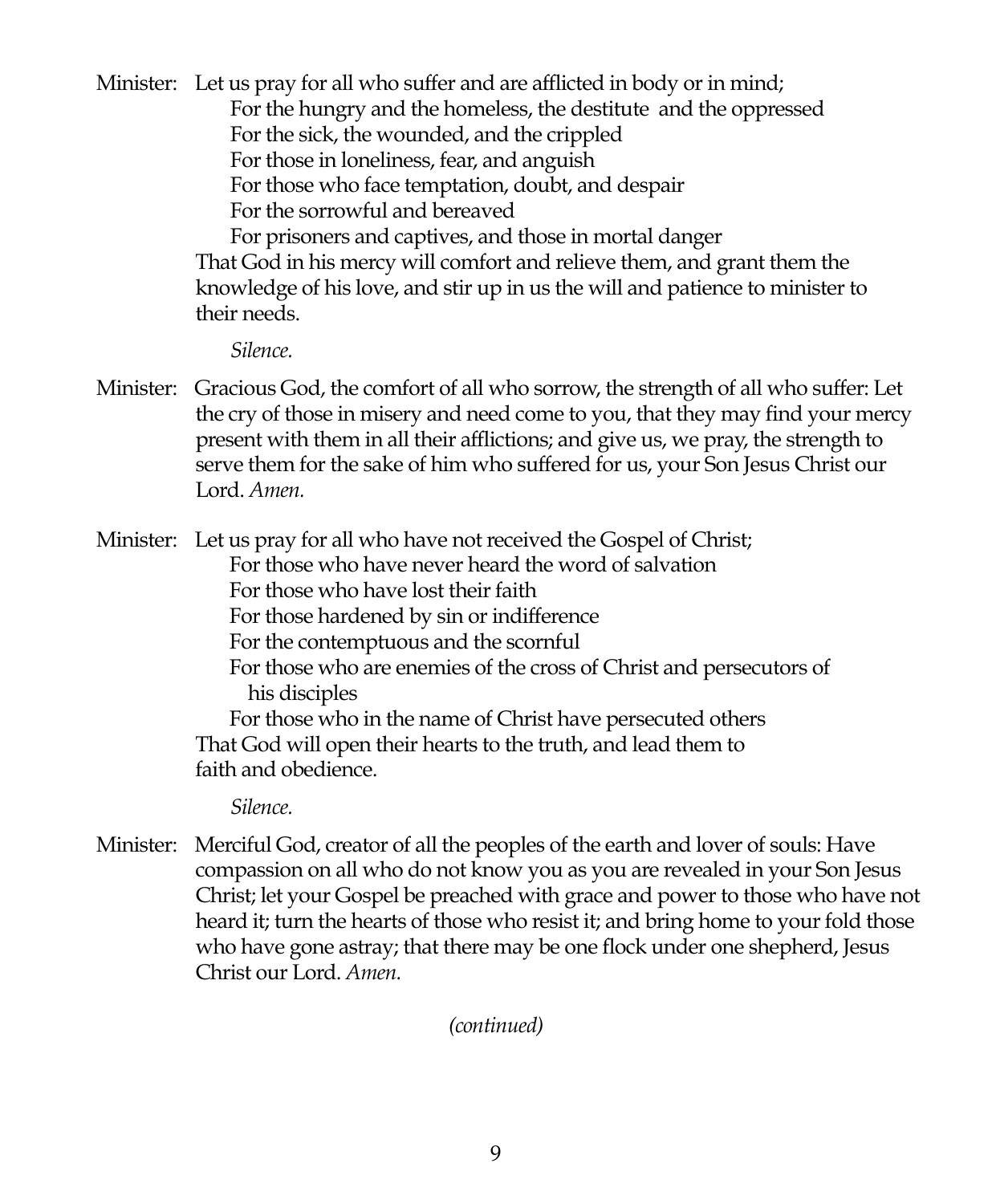Minister: Let us pray for all who suffer and are afflicted in body or in mind; For the hungry and the homeless, the destitute and the oppressed For the sick, the wounded, and the crippled For those in loneliness, fear, and anguish For those who face temptation, doubt, and despair For the sorrowful and bereaved For prisoners and captives, and those in mortal danger That God in his mercy will comfort and relieve them, and grant them the knowledge of his love, and stir up in us the will and patience to minister to their needs.

*Silence.*

Minister: Gracious God, the comfort of all who sorrow, the strength of all who suffer: Let the cry of those in misery and need come to you, that they may find your mercy present with them in all their afflictions; and give us, we pray, the strength to serve them for the sake of him who suffered for us, your Son Jesus Christ our Lord. *Amen.*

Minister: Let us pray for all who have not received the Gospel of Christ; For those who have never heard the word of salvation For those who have lost their faith For those hardened by sin or indifference For the contemptuous and the scornful For those who are enemies of the cross of Christ and persecutors of his disciples For those who in the name of Christ have persecuted others That God will open their hearts to the truth, and lead them to faith and obedience.

*Silence.*

Minister: Merciful God, creator of all the peoples of the earth and lover of souls: Have compassion on all who do not know you as you are revealed in your Son Jesus Christ; let your Gospel be preached with grace and power to those who have not heard it; turn the hearts of those who resist it; and bring home to your fold those who have gone astray; that there may be one flock under one shepherd, Jesus Christ our Lord. *Amen.*

*(continued)*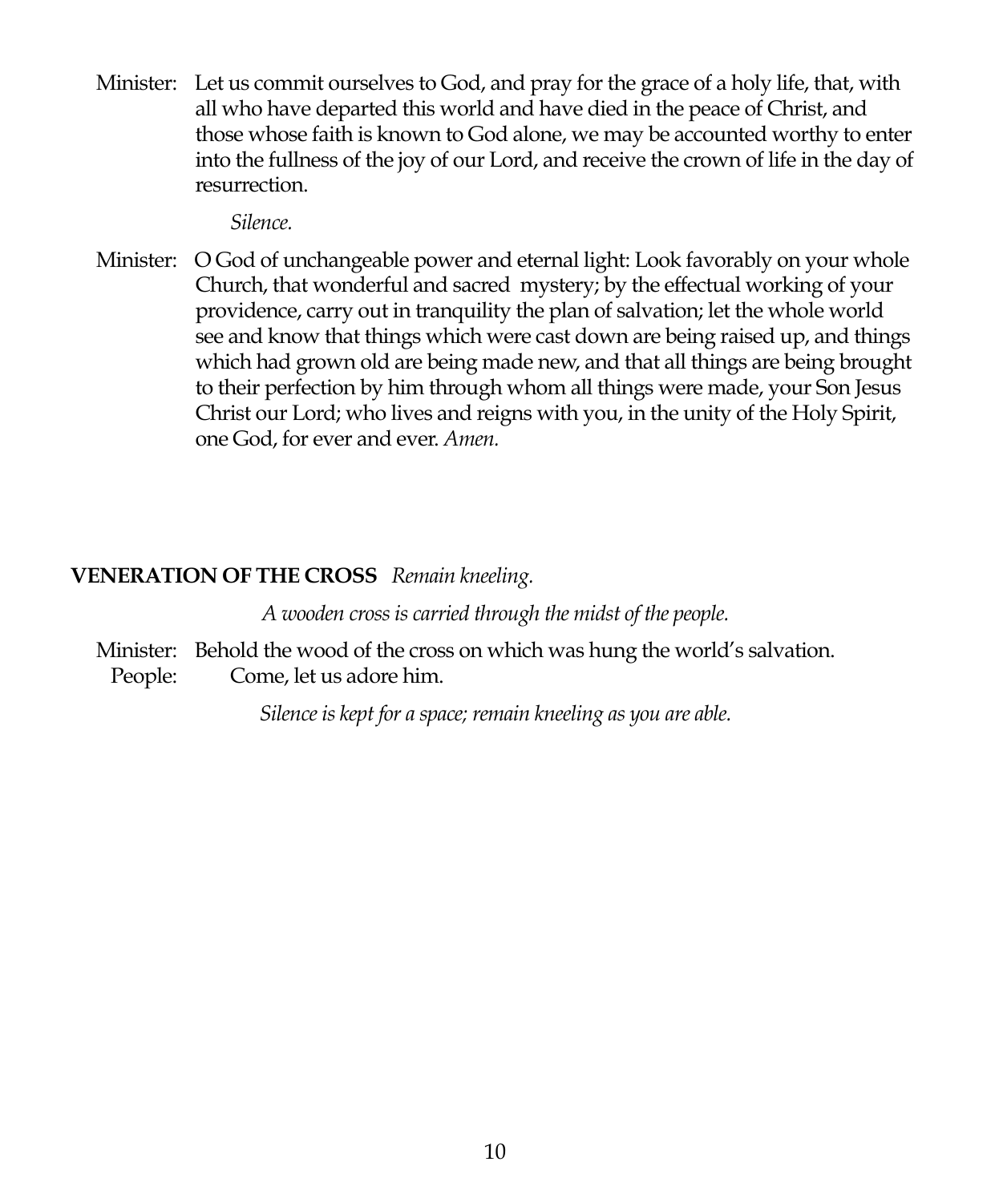Minister: Let us commit ourselves to God, and pray for the grace of a holy life, that, with all who have departed this world and have died in the peace of Christ, and those whose faith is known to God alone, we may be accounted worthy to enter into the fullness of the joy of our Lord, and receive the crown of life in the day of resurrection.

*Silence.*

Minister: O God of unchangeable power and eternal light: Look favorably on your whole Church, that wonderful and sacred mystery; by the effectual working of your providence, carry out in tranquility the plan of salvation; let the whole world see and know that things which were cast down are being raised up, and things which had grown old are being made new, and that all things are being brought to their perfection by him through whom all things were made, your Son Jesus Christ our Lord; who lives and reigns with you, in the unity of the Holy Spirit, one God, for ever and ever. *Amen.*

#### **VENERATION OF THE CROSS** *Remain kneeling.*

*A wooden cross is carried through the midst of the people.*

Minister: Behold the wood of the cross on which was hung the world's salvation. People: Come, let us adore him.

*Silence is kept for a space; remain kneeling as you are able.*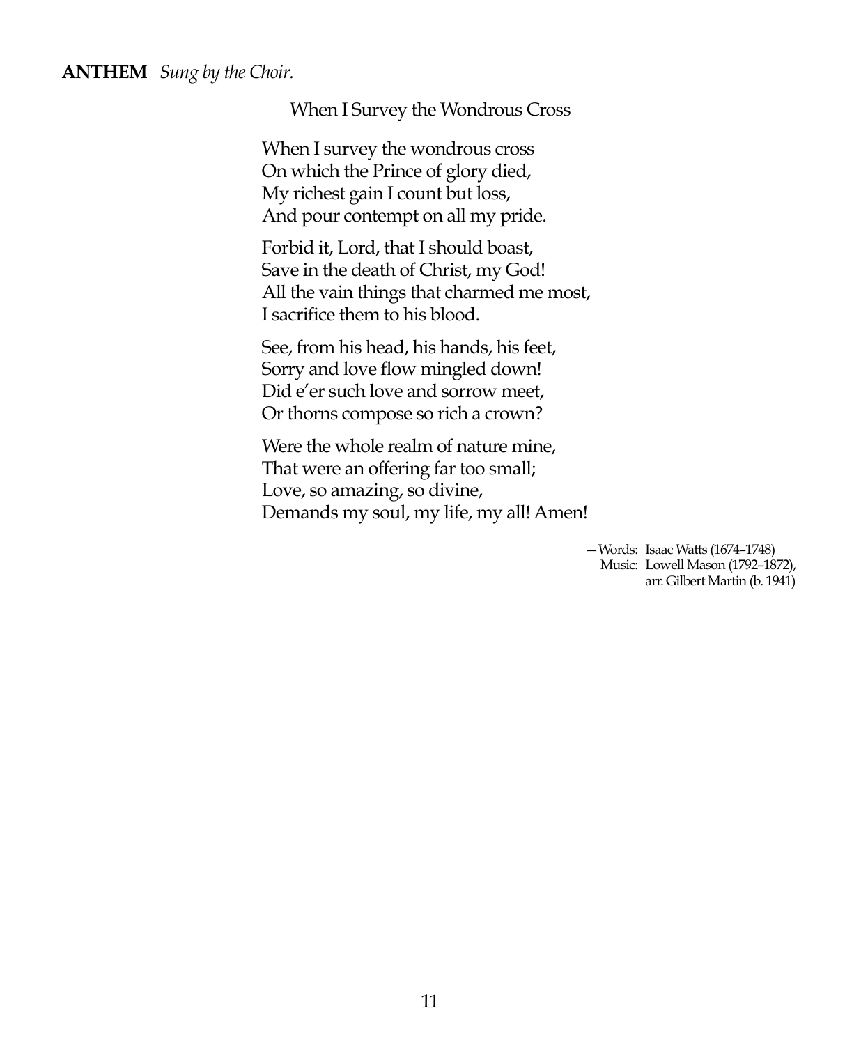#### **ANTHEM** *Sung by the Choir.*

When I Survey the Wondrous Cross

When I survey the wondrous cross On which the Prince of glory died, My richest gain I count but loss, And pour contempt on all my pride.

Forbid it, Lord, that I should boast, Save in the death of Christ, my God! All the vain things that charmed me most, I sacrifice them to his blood.

See, from his head, his hands, his feet, Sorry and love flow mingled down! Did e'er such love and sorrow meet, Or thorns compose so rich a crown?

Were the whole realm of nature mine, That were an offering far too small; Love, so amazing, so divine, Demands my soul, my life, my all! Amen!

> —Words: Isaac Watts (1674–1748) Music: Lowell Mason (1792–1872), arr. Gilbert Martin (b. 1941)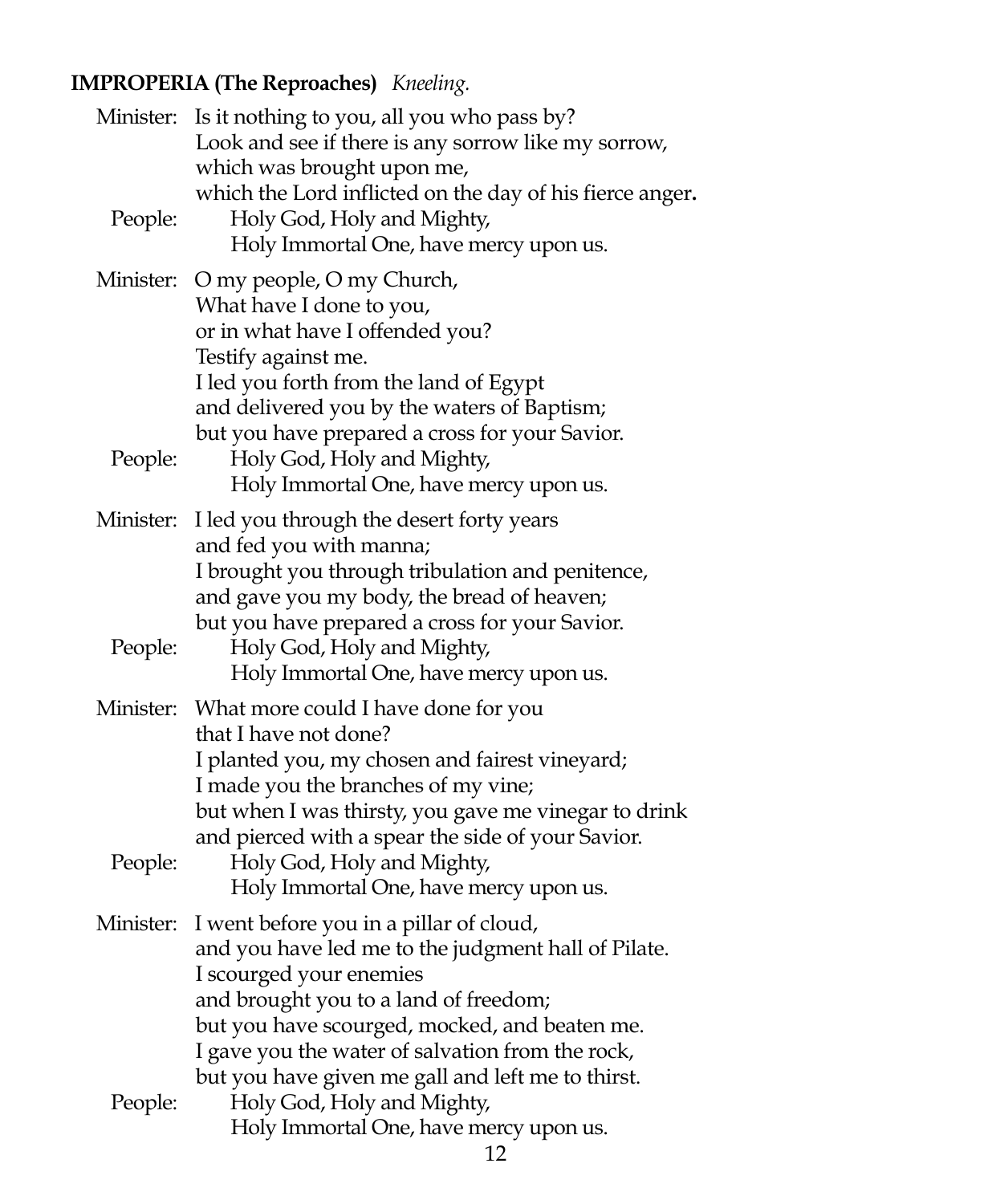### **IMPROPERIA (The Reproaches)** *Kneeling.*

| Minister:<br>People: | Is it nothing to you, all you who pass by?<br>Look and see if there is any sorrow like my sorrow,<br>which was brought upon me,<br>which the Lord inflicted on the day of his fierce anger.<br>Holy God, Holy and Mighty,<br>Holy Immortal One, have mercy upon us.                                                                        |
|----------------------|--------------------------------------------------------------------------------------------------------------------------------------------------------------------------------------------------------------------------------------------------------------------------------------------------------------------------------------------|
| Minister:<br>People: | O my people, O my Church,<br>What have I done to you,<br>or in what have I offended you?<br>Testify against me.<br>I led you forth from the land of Egypt<br>and delivered you by the waters of Baptism;<br>but you have prepared a cross for your Savior.<br>Holy God, Holy and Mighty,<br>Holy Immortal One, have mercy upon us.         |
| Minister:<br>People: | I led you through the desert forty years<br>and fed you with manna;<br>I brought you through tribulation and penitence,<br>and gave you my body, the bread of heaven;<br>but you have prepared a cross for your Savior.<br>Holy God, Holy and Mighty,<br>Holy Immortal One, have mercy upon us.                                            |
| Minister:<br>People: | What more could I have done for you<br>that I have not done?<br>I planted you, my chosen and fairest vineyard;<br>I made you the branches of my vine;<br>but when I was thirsty, you gave me vinegar to drink<br>and pierced with a spear the side of your Savior.<br>Holy God, Holy and Mighty,<br>Holy Immortal One, have mercy upon us. |
| Minister:            | I went before you in a pillar of cloud,<br>and you have led me to the judgment hall of Pilate.<br>I scourged your enemies<br>and brought you to a land of freedom;<br>but you have scourged, mocked, and beaten me.<br>I gave you the water of salvation from the rock,<br>but you have given me gall and left me to thirst.               |
| People:              | Holy God, Holy and Mighty,<br>Holy Immortal One, have mercy upon us.                                                                                                                                                                                                                                                                       |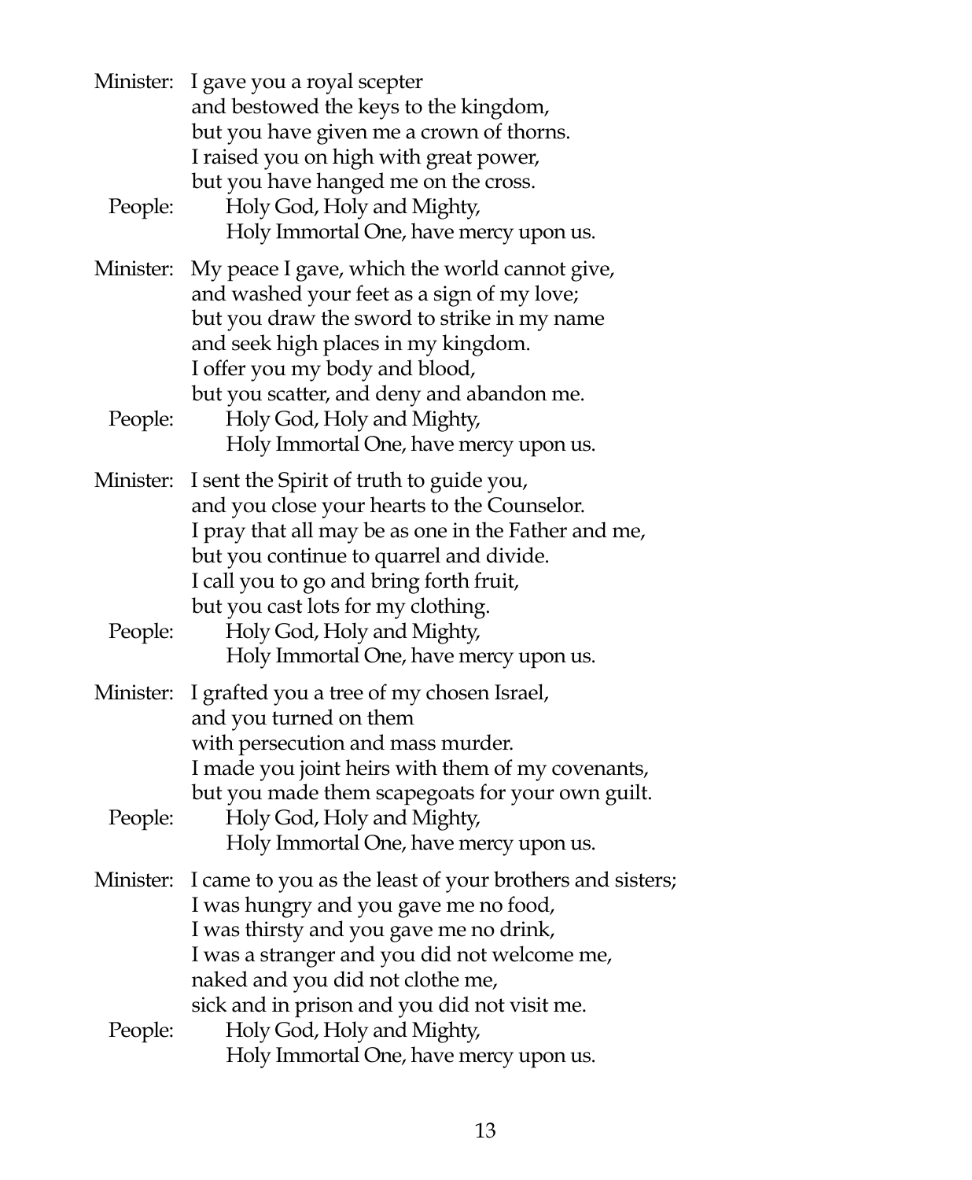| Minister:<br>People: | I gave you a royal scepter<br>and bestowed the keys to the kingdom,<br>but you have given me a crown of thorns.<br>I raised you on high with great power,<br>but you have hanged me on the cross.<br>Holy God, Holy and Mighty,<br>Holy Immortal One, have mercy upon us.                                                                                |
|----------------------|----------------------------------------------------------------------------------------------------------------------------------------------------------------------------------------------------------------------------------------------------------------------------------------------------------------------------------------------------------|
| Minister:<br>People: | My peace I gave, which the world cannot give,<br>and washed your feet as a sign of my love;<br>but you draw the sword to strike in my name<br>and seek high places in my kingdom.<br>I offer you my body and blood,<br>but you scatter, and deny and abandon me.<br>Holy God, Holy and Mighty,<br>Holy Immortal One, have mercy upon us.                 |
| Minister:<br>People: | I sent the Spirit of truth to guide you,<br>and you close your hearts to the Counselor.<br>I pray that all may be as one in the Father and me,<br>but you continue to quarrel and divide.<br>I call you to go and bring forth fruit,<br>but you cast lots for my clothing.<br>Holy God, Holy and Mighty,<br>Holy Immortal One, have mercy upon us.       |
| Minister:<br>People: | I grafted you a tree of my chosen Israel,<br>and you turned on them<br>with persecution and mass murder.<br>I made you joint heirs with them of my covenants,<br>but you made them scapegoats for your own guilt.<br>Holy God, Holy and Mighty,<br>Holy Immortal One, have mercy upon us.                                                                |
| Minister:<br>People: | I came to you as the least of your brothers and sisters;<br>I was hungry and you gave me no food,<br>I was thirsty and you gave me no drink,<br>I was a stranger and you did not welcome me,<br>naked and you did not clothe me,<br>sick and in prison and you did not visit me.<br>Holy God, Holy and Mighty,<br>Holy Immortal One, have mercy upon us. |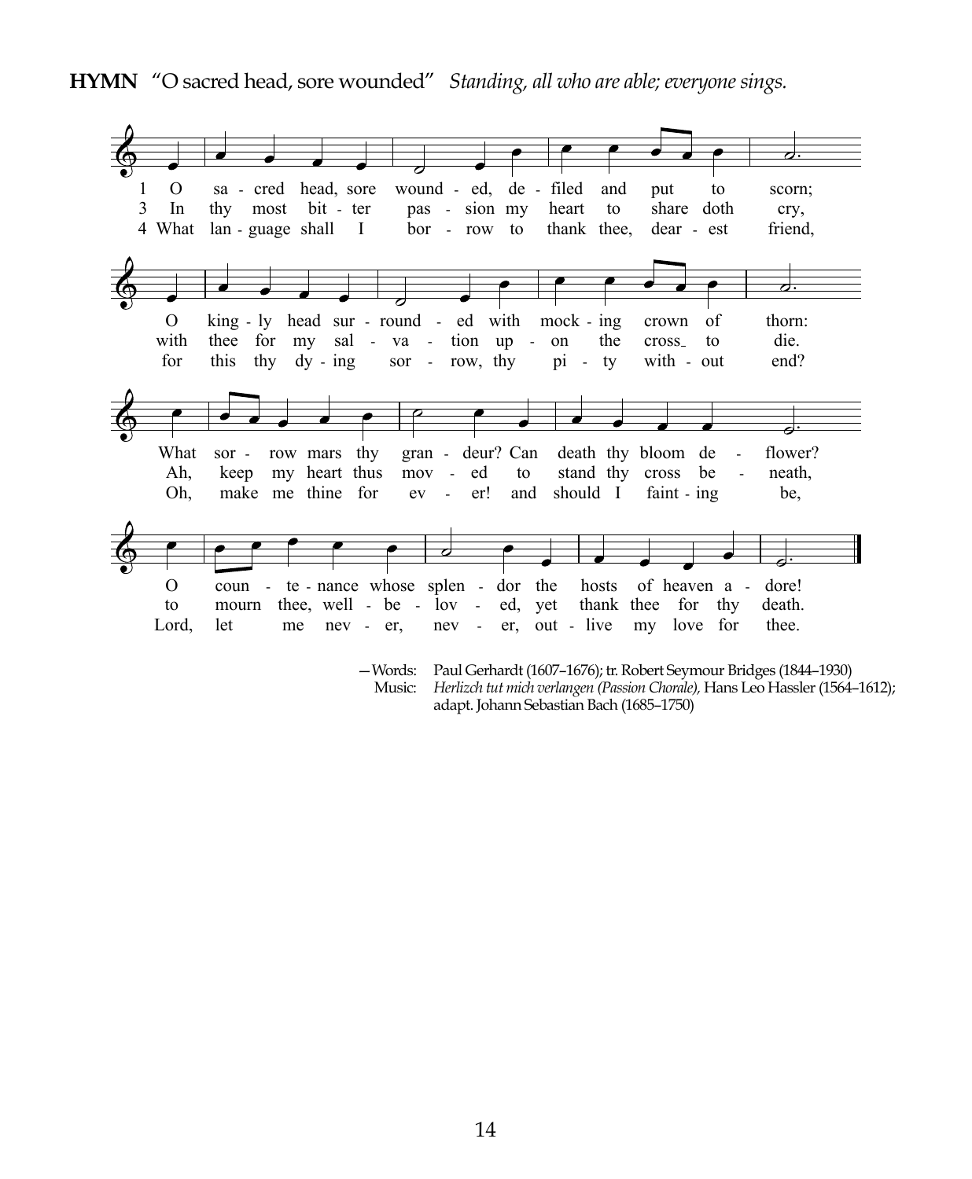

—Words: Paul Gerhardt (1607–1676); tr. Robert Seymour Bridges (1844–1930) Music: *Herlizch tut mich verlangen (Passion Chorale),* Hans Leo Hassler (1564–1612); adapt. Johann Sebastian Bach (1685–1750)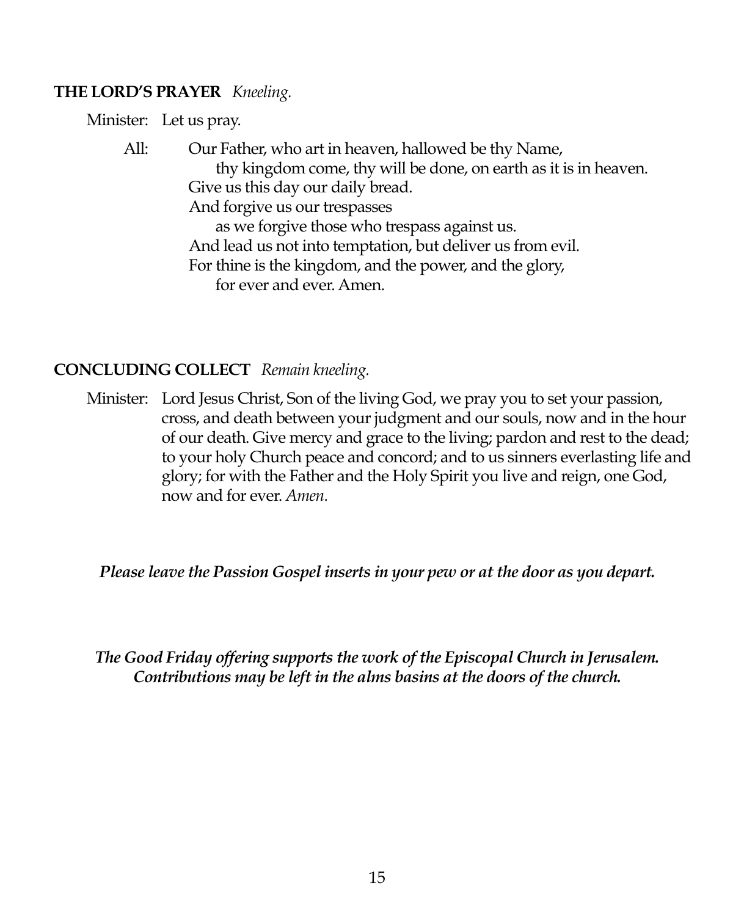#### **THE LORD'S PRAYER** *Kneeling.*

Minister: Let us pray.

All: Our Father, who art in heaven, hallowed be thy Name, thy kingdom come, thy will be done, on earth as it is in heaven. Give us this day our daily bread. And forgive us our trespasses as we forgive those who trespass against us. And lead us not into temptation, but deliver us from evil. For thine is the kingdom, and the power, and the glory, for ever and ever. Amen.

#### **CONCLUDING COLLECT** *Remain kneeling.*

Minister: Lord Jesus Christ, Son of the living God, we pray you to set your passion, cross, and death between your judgment and our souls, now and in the hour of our death. Give mercy and grace to the living; pardon and rest to the dead; to your holy Church peace and concord; and to us sinners everlasting life and glory; for with the Father and the Holy Spirit you live and reign, one God, now and for ever. *Amen.*

*Please leave the Passion Gospel inserts in your pew or at the door as you depart.*

*The Good Friday offering supports the work of the Episcopal Church in Jerusalem. Contributions may be left in the alms basins at the doors of the church.*